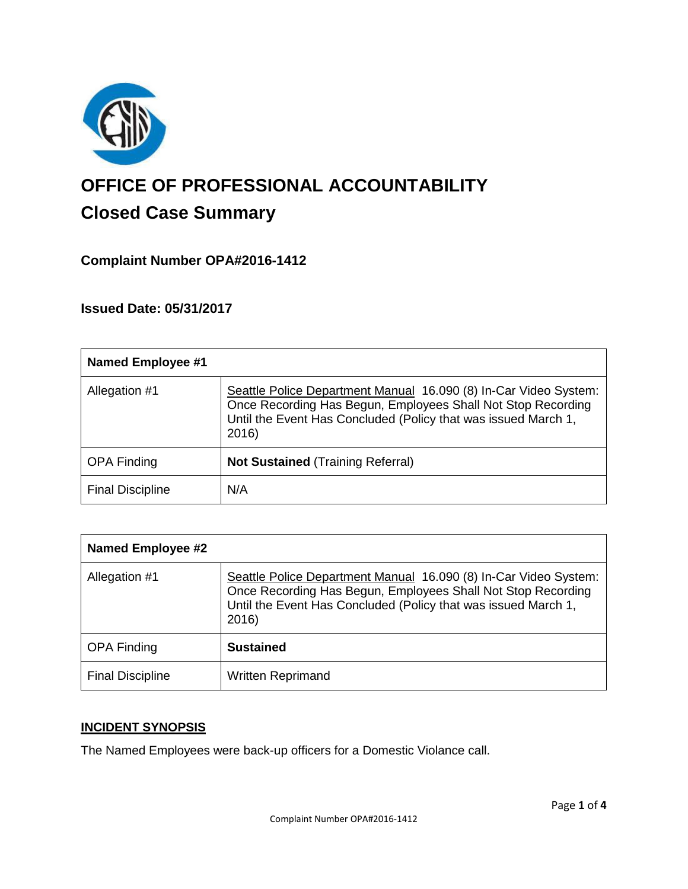# OFFICE OF PROFESSIONAL ACCOUNTABILITY

## Closed Case Summary

### Complaint Number OPA#2016-1412

### Issued Date: 05/31/2017

| **Named Employee #1** | |
|---|---|
| Allegation #1 | Seattle Police Department Manual 16.090 (8) In-Car Video System: Once Recording Has Begun, Employees Shall Not Stop Recording Until the Event Has Concluded (Policy that was issued March 1, 2016) |
| OPA Finding | **Not Sustained** (Training Referral) |
| Final Discipline | N/A |

| **Named Employee #2** | |
|---|---|
| Allegation #1 | Seattle Police Department Manual 16.090 (8) In-Car Video System: Once Recording Has Begun, Employees Shall Not Stop Recording Until the Event Has Concluded (Policy that was issued March 1, 2016) |
| OPA Finding | **Sustained** |
| Final Discipline | Written Reprimand |

**INCIDENT SYNOPSIS**

The Named Employees were back-up officers for a Domestic Violance call.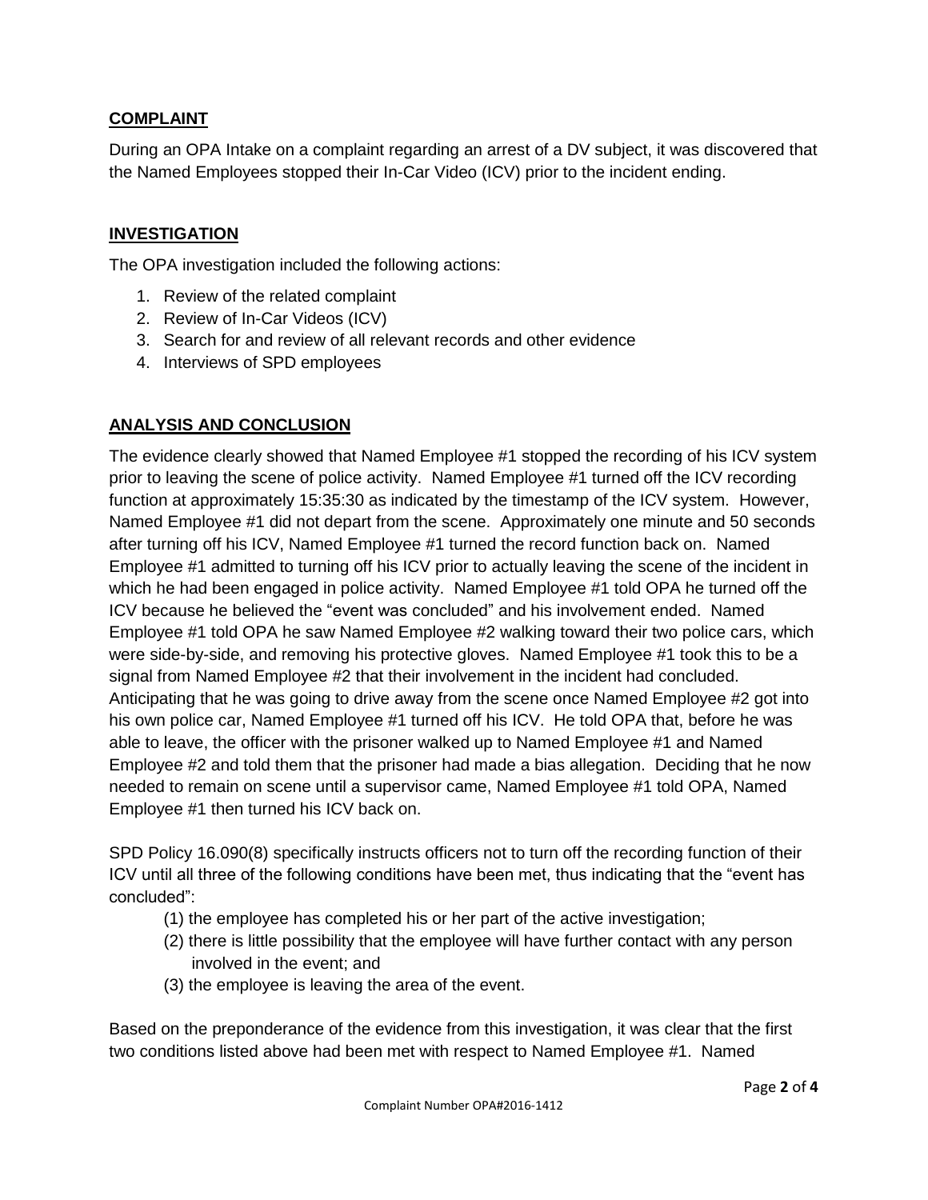## COMPLAINT

During an OPA Intake on a complaint regarding an arrest of a DV subject, it was discovered that the Named Employees stopped their In-Car Video (ICV) prior to the incident ending.

## INVESTIGATION

The OPA investigation included the following actions:

1. Review of the related complaint
2. Review of In-Car Videos (ICV)
3. Search for and review of all relevant records and other evidence
4. Interviews of SPD employees

## ANALYSIS AND CONCLUSION

The evidence clearly showed that Named Employee #1 stopped the recording of his ICV system prior to leaving the scene of police activity. Named Employee #1 turned off the ICV recording function at approximately 15:35:30 as indicated by the timestamp of the ICV system. However, Named Employee #1 did not depart from the scene. Approximately one minute and 50 seconds after turning off his ICV, Named Employee #1 turned the record function back on. Named Employee #1 admitted to turning off his ICV prior to actually leaving the scene of the incident in which he had been engaged in police activity. Named Employee #1 told OPA he turned off the ICV because he believed the "event was concluded" and his involvement ended. Named Employee #1 told OPA he saw Named Employee #2 walking toward their two police cars, which were side-by-side, and removing his protective gloves. Named Employee #1 took this to be a signal from Named Employee #2 that their involvement in the incident had concluded. Anticipating that he was going to drive away from the scene once Named Employee #2 got into his own police car, Named Employee #1 turned off his ICV. He told OPA that, before he was able to leave, the officer with the prisoner walked up to Named Employee #1 and Named Employee #2 and told them that the prisoner had made a bias allegation. Deciding that he now needed to remain on scene until a supervisor came, Named Employee #1 told OPA, Named Employee #1 then turned his ICV back on.

SPD Policy 16.090(8) specifically instructs officers not to turn off the recording function of their ICV until all three of the following conditions have been met, thus indicating that the "event has concluded":

(1) the employee has completed his or her part of the active investigation;
(2) there is little possibility that the employee will have further contact with any person involved in the event; and
(3) the employee is leaving the area of the event.

Based on the preponderance of the evidence from this investigation, it was clear that the first two conditions listed above had been met with respect to Named Employee #1. Named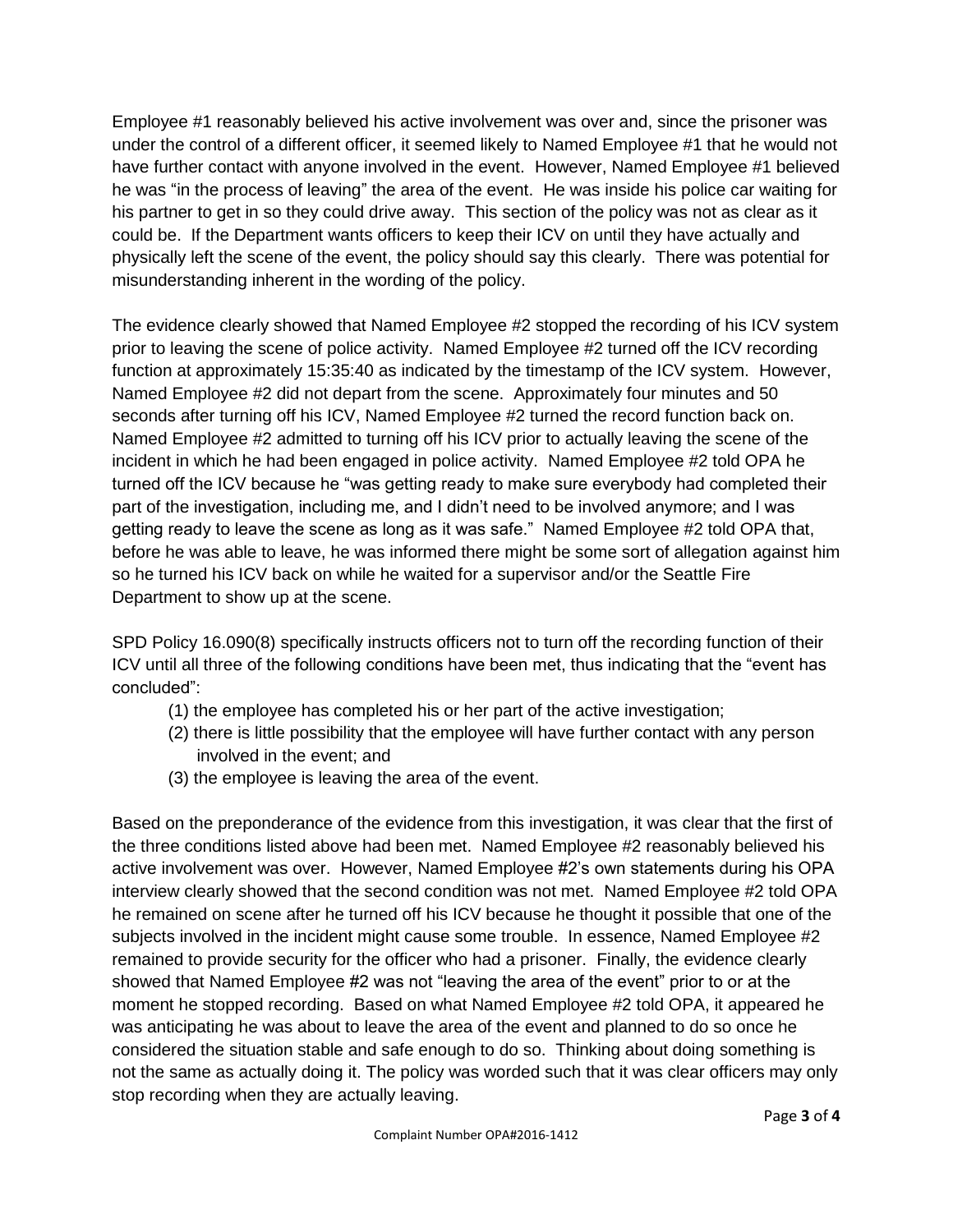Employee #1 reasonably believed his active involvement was over and, since the prisoner was under the control of a different officer, it seemed likely to Named Employee #1 that he would not have further contact with anyone involved in the event. However, Named Employee #1 believed he was "in the process of leaving" the area of the event. He was inside his police car waiting for his partner to get in so they could drive away. This section of the policy was not as clear as it could be. If the Department wants officers to keep their ICV on until they have actually and physically left the scene of the event, the policy should say this clearly. There was potential for misunderstanding inherent in the wording of the policy.

The evidence clearly showed that Named Employee #2 stopped the recording of his ICV system prior to leaving the scene of police activity. Named Employee #2 turned off the ICV recording function at approximately 15:35:40 as indicated by the timestamp of the ICV system. However, Named Employee #2 did not depart from the scene. Approximately four minutes and 50 seconds after turning off his ICV, Named Employee #2 turned the record function back on. Named Employee #2 admitted to turning off his ICV prior to actually leaving the scene of the incident in which he had been engaged in police activity. Named Employee #2 told OPA he turned off the ICV because he "was getting ready to make sure everybody had completed their part of the investigation, including me, and I didn't need to be involved anymore; and I was getting ready to leave the scene as long as it was safe." Named Employee #2 told OPA that, before he was able to leave, he was informed there might be some sort of allegation against him so he turned his ICV back on while he waited for a supervisor and/or the Seattle Fire Department to show up at the scene.

SPD Policy 16.090(8) specifically instructs officers not to turn off the recording function of their ICV until all three of the following conditions have been met, thus indicating that the "event has concluded":

(1) the employee has completed his or her part of the active investigation;
(2) there is little possibility that the employee will have further contact with any person involved in the event; and
(3) the employee is leaving the area of the event.

Based on the preponderance of the evidence from this investigation, it was clear that the first of the three conditions listed above had been met. Named Employee #2 reasonably believed his active involvement was over. However, Named Employee #2's own statements during his OPA interview clearly showed that the second condition was not met. Named Employee #2 told OPA he remained on scene after he turned off his ICV because he thought it possible that one of the subjects involved in the incident might cause some trouble. In essence, Named Employee #2 remained to provide security for the officer who had a prisoner. Finally, the evidence clearly showed that Named Employee #2 was not "leaving the area of the event" prior to or at the moment he stopped recording. Based on what Named Employee #2 told OPA, it appeared he was anticipating he was about to leave the area of the event and planned to do so once he considered the situation stable and safe enough to do so. Thinking about doing something is not the same as actually doing it. The policy was worded such that it was clear officers may only stop recording when they are actually leaving.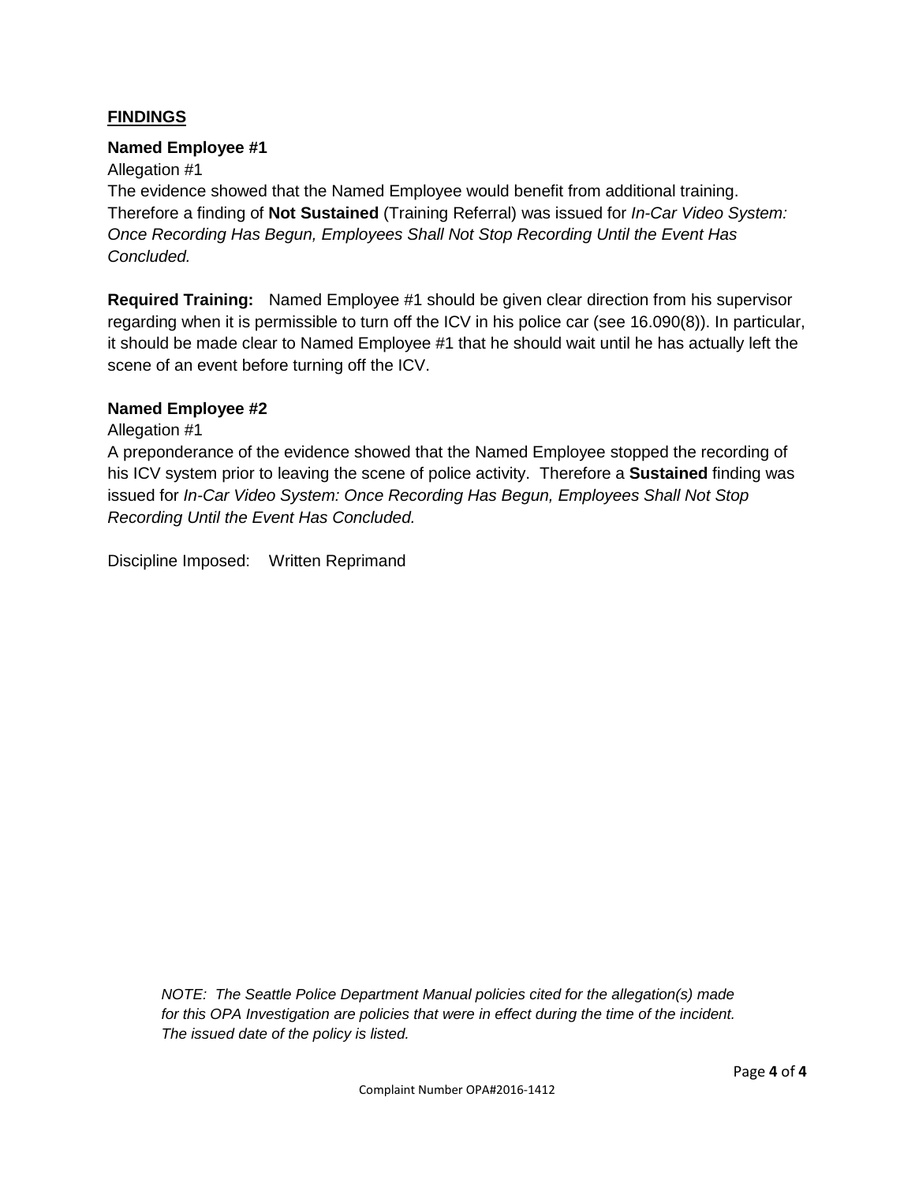## FINDINGS

**Named Employee #1**

Allegation #1

The evidence showed that the Named Employee would benefit from additional training. Therefore a finding of **Not Sustained** (Training Referral) was issued for *In-Car Video System: Once Recording Has Begun, Employees Shall Not Stop Recording Until the Event Has Concluded.*

**Required Training:** Named Employee #1 should be given clear direction from his supervisor regarding when it is permissible to turn off the ICV in his police car (see 16.090(8)). In particular, it should be made clear to Named Employee #1 that he should wait until he has actually left the scene of an event before turning off the ICV.

**Named Employee #2**

Allegation #1

A preponderance of the evidence showed that the Named Employee stopped the recording of his ICV system prior to leaving the scene of police activity. Therefore a **Sustained** finding was issued for *In-Car Video System: Once Recording Has Begun, Employees Shall Not Stop Recording Until the Event Has Concluded.*

Discipline Imposed: Written Reprimand

*NOTE: The Seattle Police Department Manual policies cited for the allegation(s) made for this OPA Investigation are policies that were in effect during the time of the incident. The issued date of the policy is listed.*

Complaint Number OPA#2016-1412